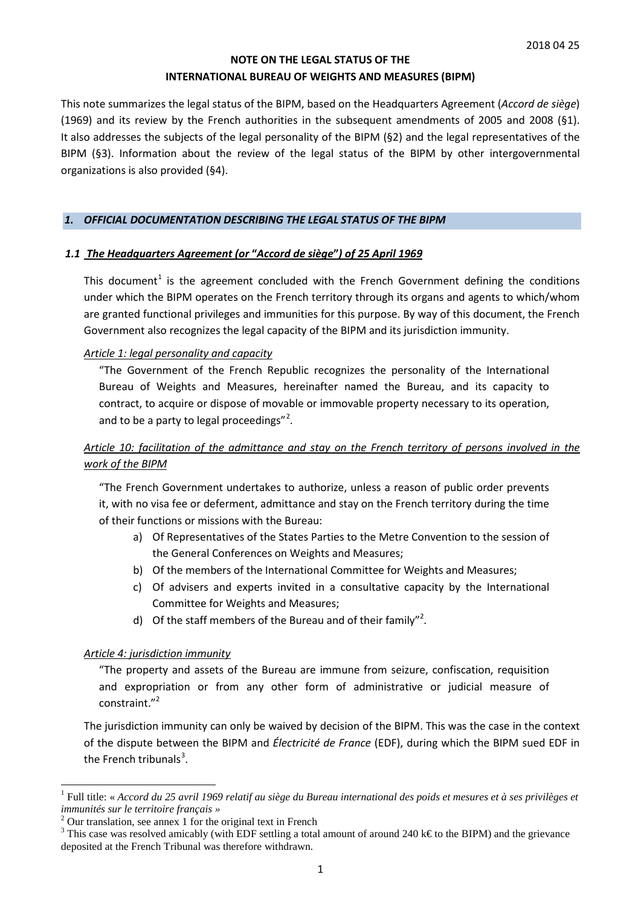2018 04 25

# NOTE ON THE LEGAL STATUS OF THE INTERNATIONAL BUREAU OF WEIGHTS AND MEASURES (BIPM)

This note summarizes the legal status of the BIPM, based on the Headquarters Agreement (*Accord de siège*) (1969) and its review by the French authorities in the subsequent amendments of 2005 and 2008 (§1). It also addresses the subjects of the legal personality of the BIPM (§2) and the legal representatives of the BIPM (§3). Information about the review of the legal status of the BIPM by other intergovernmental organizations is also provided (§4).

## *1. OFFICIAL DOCUMENTATION DESCRIBING THE LEGAL STATUS OF THE BIPM*

### *1.1 The Headquarters Agreement (or "Accord de siège") of 25 April 1969*

This document[1] is the agreement concluded with the French Government defining the conditions under which the BIPM operates on the French territory through its organs and agents to which/whom are granted functional privileges and immunities for this purpose. By way of this document, the French Government also recognizes the legal capacity of the BIPM and its jurisdiction immunity.

*Article 1: legal personality and capacity*

"The Government of the French Republic recognizes the personality of the International Bureau of Weights and Measures, hereinafter named the Bureau, and its capacity to contract, to acquire or dispose of movable or immovable property necessary to its operation, and to be a party to legal proceedings"[2].

*Article 10: facilitation of the admittance and stay on the French territory of persons involved in the work of the BIPM*

"The French Government undertakes to authorize, unless a reason of public order prevents it, with no visa fee or deferment, admittance and stay on the French territory during the time of their functions or missions with the Bureau:

a) Of Representatives of the States Parties to the Metre Convention to the session of the General Conferences on Weights and Measures;
b) Of the members of the International Committee for Weights and Measures;
c) Of advisers and experts invited in a consultative capacity by the International Committee for Weights and Measures;
d) Of the staff members of the Bureau and of their family"[2].

*Article 4: jurisdiction immunity*

"The property and assets of the Bureau are immune from seizure, confiscation, requisition and expropriation or from any other form of administrative or judicial measure of constraint."[2]

The jurisdiction immunity can only be waived by decision of the BIPM. This was the case in the context of the dispute between the BIPM and *Électricité de France* (EDF), during which the BIPM sued EDF in the French tribunals[3].

---

[1] Full title: « *Accord du 25 avril 1969 relatif au siège du Bureau international des poids et mesures et à ses privilèges et immunités sur le territoire français* »

[2] Our translation, see annex 1 for the original text in French

[3] This case was resolved amicably (with EDF settling a total amount of around 240 k€ to the BIPM) and the grievance deposited at the French Tribunal was therefore withdrawn.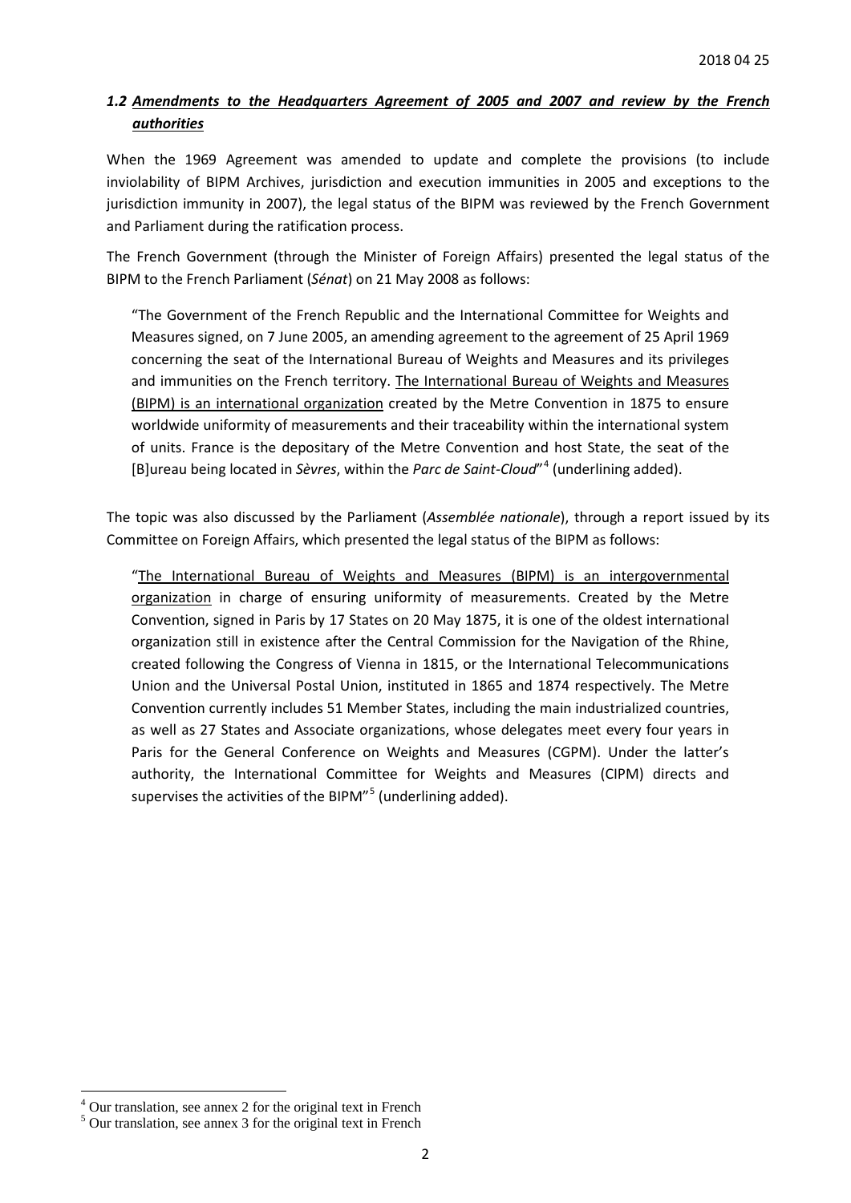### *1.2 Amendments to the Headquarters Agreement of 2005 and 2007 and review by the French authorities*

When the 1969 Agreement was amended to update and complete the provisions (to include inviolability of BIPM Archives, jurisdiction and execution immunities in 2005 and exceptions to the jurisdiction immunity in 2007), the legal status of the BIPM was reviewed by the French Government and Parliament during the ratification process.

The French Government (through the Minister of Foreign Affairs) presented the legal status of the BIPM to the French Parliament (*Sénat*) on 21 May 2008 as follows:

> "The Government of the French Republic and the International Committee for Weights and Measures signed, on 7 June 2005, an amending agreement to the agreement of 25 April 1969 concerning the seat of the International Bureau of Weights and Measures and its privileges and immunities on the French territory. The International Bureau of Weights and Measures (BIPM) is an international organization created by the Metre Convention in 1875 to ensure worldwide uniformity of measurements and their traceability within the international system of units. France is the depositary of the Metre Convention and host State, the seat of the [B]ureau being located in *Sèvres*, within the *Parc de Saint-Cloud*"[4] (underlining added).

The topic was also discussed by the Parliament (*Assemblée nationale*), through a report issued by its Committee on Foreign Affairs, which presented the legal status of the BIPM as follows:

> "The International Bureau of Weights and Measures (BIPM) is an intergovernmental organization in charge of ensuring uniformity of measurements. Created by the Metre Convention, signed in Paris by 17 States on 20 May 1875, it is one of the oldest international organization still in existence after the Central Commission for the Navigation of the Rhine, created following the Congress of Vienna in 1815, or the International Telecommunications Union and the Universal Postal Union, instituted in 1865 and 1874 respectively. The Metre Convention currently includes 51 Member States, including the main industrialized countries, as well as 27 States and Associate organizations, whose delegates meet every four years in Paris for the General Conference on Weights and Measures (CGPM). Under the latter's authority, the International Committee for Weights and Measures (CIPM) directs and supervises the activities of the BIPM"[5] (underlining added).

---

[4] Our translation, see annex 2 for the original text in French

[5] Our translation, see annex 3 for the original text in French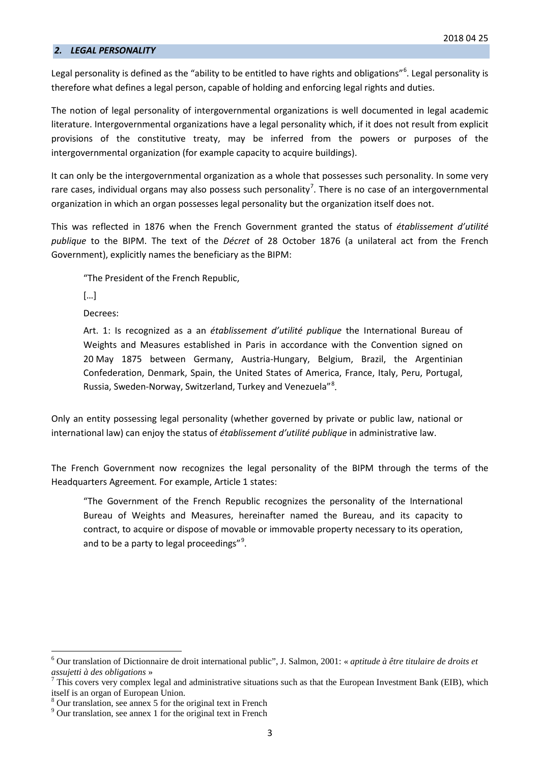## *2. LEGAL PERSONALITY*

Legal personality is defined as the "ability to be entitled to have rights and obligations"[6]. Legal personality is therefore what defines a legal person, capable of holding and enforcing legal rights and duties.

The notion of legal personality of intergovernmental organizations is well documented in legal academic literature. Intergovernmental organizations have a legal personality which, if it does not result from explicit provisions of the constitutive treaty, may be inferred from the powers or purposes of the intergovernmental organization (for example capacity to acquire buildings).

It can only be the intergovernmental organization as a whole that possesses such personality. In some very rare cases, individual organs may also possess such personality[7]. There is no case of an intergovernmental organization in which an organ possesses legal personality but the organization itself does not.

This was reflected in 1876 when the French Government granted the status of *établissement d'utilité publique* to the BIPM. The text of the *Décret* of 28 October 1876 (a unilateral act from the French Government), explicitly names the beneficiary as the BIPM:

> "The President of the French Republic,
>
> […]
>
> Decrees:
>
> Art. 1: Is recognized as a an *établissement d'utilité publique* the International Bureau of Weights and Measures established in Paris in accordance with the Convention signed on 20 May 1875 between Germany, Austria-Hungary, Belgium, Brazil, the Argentinian Confederation, Denmark, Spain, the United States of America, France, Italy, Peru, Portugal, Russia, Sweden-Norway, Switzerland, Turkey and Venezuela"[8].

Only an entity possessing legal personality (whether governed by private or public law, national or international law) can enjoy the status of *établissement d'utilité publique* in administrative law.

The French Government now recognizes the legal personality of the BIPM through the terms of the Headquarters Agreement. For example, Article 1 states:

> "The Government of the French Republic recognizes the personality of the International Bureau of Weights and Measures, hereinafter named the Bureau, and its capacity to contract, to acquire or dispose of movable or immovable property necessary to its operation, and to be a party to legal proceedings"[9].

---

[6] Our translation of Dictionnaire de droit international public", J. Salmon, 2001: « *aptitude à être titulaire de droits et assujetti à des obligations* »

[7] This covers very complex legal and administrative situations such as that the European Investment Bank (EIB), which itself is an organ of European Union.

[8] Our translation, see annex 5 for the original text in French

[9] Our translation, see annex 1 for the original text in French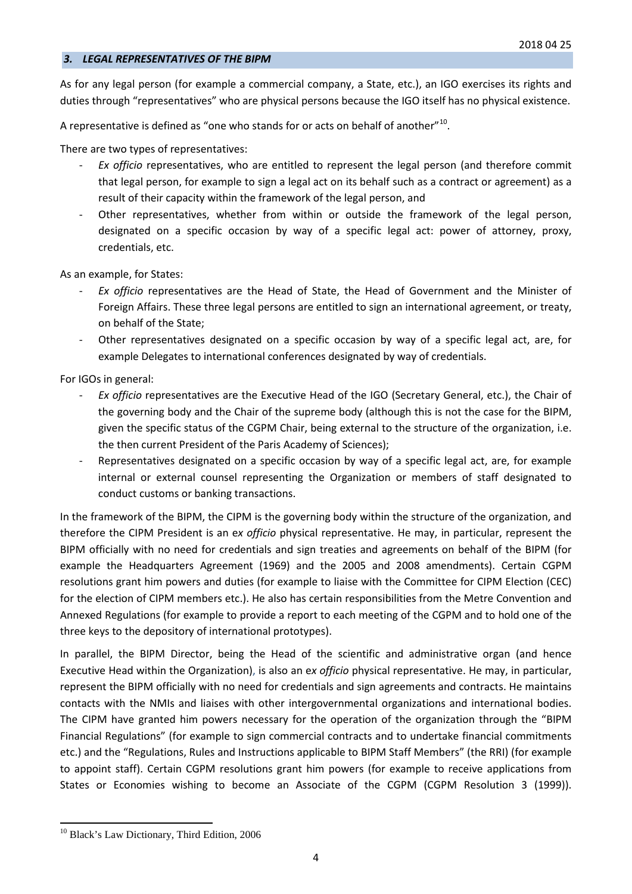### *3. LEGAL REPRESENTATIVES OF THE BIPM*

As for any legal person (for example a commercial company, a State, etc.), an IGO exercises its rights and duties through "representatives" who are physical persons because the IGO itself has no physical existence.

A representative is defined as "one who stands for or acts on behalf of another"[10].

There are two types of representatives:

- *Ex officio* representatives, who are entitled to represent the legal person (and therefore commit that legal person, for example to sign a legal act on its behalf such as a contract or agreement) as a result of their capacity within the framework of the legal person, and
- Other representatives, whether from within or outside the framework of the legal person, designated on a specific occasion by way of a specific legal act: power of attorney, proxy, credentials, etc.

As an example, for States:

- *Ex officio* representatives are the Head of State, the Head of Government and the Minister of Foreign Affairs. These three legal persons are entitled to sign an international agreement, or treaty, on behalf of the State;
- Other representatives designated on a specific occasion by way of a specific legal act, are, for example Delegates to international conferences designated by way of credentials.

For IGOs in general:

- *Ex officio* representatives are the Executive Head of the IGO (Secretary General, etc.), the Chair of the governing body and the Chair of the supreme body (although this is not the case for the BIPM, given the specific status of the CGPM Chair, being external to the structure of the organization, i.e. the then current President of the Paris Academy of Sciences);
- Representatives designated on a specific occasion by way of a specific legal act, are, for example internal or external counsel representing the Organization or members of staff designated to conduct customs or banking transactions.

In the framework of the BIPM, the CIPM is the governing body within the structure of the organization, and therefore the CIPM President is an e*x officio* physical representative. He may, in particular, represent the BIPM officially with no need for credentials and sign treaties and agreements on behalf of the BIPM (for example the Headquarters Agreement (1969) and the 2005 and 2008 amendments). Certain CGPM resolutions grant him powers and duties (for example to liaise with the Committee for CIPM Election (CEC) for the election of CIPM members etc.). He also has certain responsibilities from the Metre Convention and Annexed Regulations (for example to provide a report to each meeting of the CGPM and to hold one of the three keys to the depository of international prototypes).

In parallel, the BIPM Director, being the Head of the scientific and administrative organ (and hence Executive Head within the Organization), is also an e*x officio* physical representative. He may, in particular, represent the BIPM officially with no need for credentials and sign agreements and contracts. He maintains contacts with the NMIs and liaises with other intergovernmental organizations and international bodies. The CIPM have granted him powers necessary for the operation of the organization through the "BIPM Financial Regulations" (for example to sign commercial contracts and to undertake financial commitments etc.) and the "Regulations, Rules and Instructions applicable to BIPM Staff Members" (the RRI) (for example to appoint staff). Certain CGPM resolutions grant him powers (for example to receive applications from States or Economies wishing to become an Associate of the CGPM (CGPM Resolution 3 (1999)).

---

[10] Black's Law Dictionary, Third Edition, 2006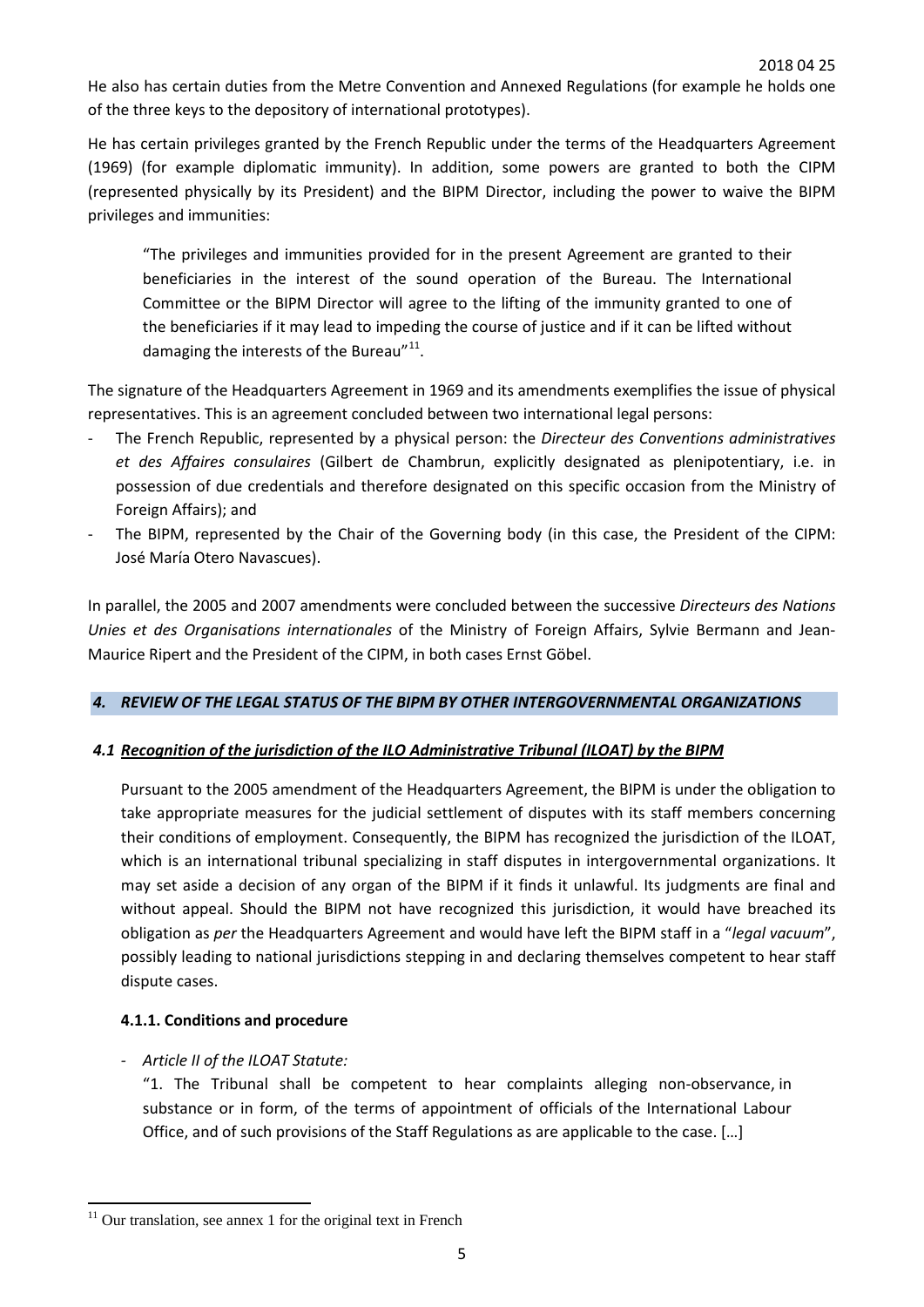He also has certain duties from the Metre Convention and Annexed Regulations (for example he holds one of the three keys to the depository of international prototypes).

He has certain privileges granted by the French Republic under the terms of the Headquarters Agreement (1969) (for example diplomatic immunity). In addition, some powers are granted to both the CIPM (represented physically by its President) and the BIPM Director, including the power to waive the BIPM privileges and immunities:

> "The privileges and immunities provided for in the present Agreement are granted to their beneficiaries in the interest of the sound operation of the Bureau. The International Committee or the BIPM Director will agree to the lifting of the immunity granted to one of the beneficiaries if it may lead to impeding the course of justice and if it can be lifted without damaging the interests of the Bureau"[11].

The signature of the Headquarters Agreement in 1969 and its amendments exemplifies the issue of physical representatives. This is an agreement concluded between two international legal persons:

- The French Republic, represented by a physical person: the *Directeur des Conventions administratives et des Affaires consulaires* (Gilbert de Chambrun, explicitly designated as plenipotentiary, i.e. in possession of due credentials and therefore designated on this specific occasion from the Ministry of Foreign Affairs); and
- The BIPM, represented by the Chair of the Governing body (in this case, the President of the CIPM: José María Otero Navascues).

In parallel, the 2005 and 2007 amendments were concluded between the successive *Directeurs des Nations Unies et des Organisations internationales* of the Ministry of Foreign Affairs, Sylvie Bermann and Jean-Maurice Ripert and the President of the CIPM, in both cases Ernst Göbel.

## *4. REVIEW OF THE LEGAL STATUS OF THE BIPM BY OTHER INTERGOVERNMENTAL ORGANIZATIONS*

### *4.1 Recognition of the jurisdiction of the ILO Administrative Tribunal (ILOAT) by the BIPM*

Pursuant to the 2005 amendment of the Headquarters Agreement, the BIPM is under the obligation to take appropriate measures for the judicial settlement of disputes with its staff members concerning their conditions of employment. Consequently, the BIPM has recognized the jurisdiction of the ILOAT, which is an international tribunal specializing in staff disputes in intergovernmental organizations. It may set aside a decision of any organ of the BIPM if it finds it unlawful. Its judgments are final and without appeal. Should the BIPM not have recognized this jurisdiction, it would have breached its obligation as *per* the Headquarters Agreement and would have left the BIPM staff in a "*legal vacuum*", possibly leading to national jurisdictions stepping in and declaring themselves competent to hear staff dispute cases.

#### 4.1.1. Conditions and procedure

- *Article II of the ILOAT Statute:*

  "1. The Tribunal shall be competent to hear complaints alleging non-observance, in substance or in form, of the terms of appointment of officials of the International Labour Office, and of such provisions of the Staff Regulations as are applicable to the case. […]

[11] Our translation, see annex 1 for the original text in French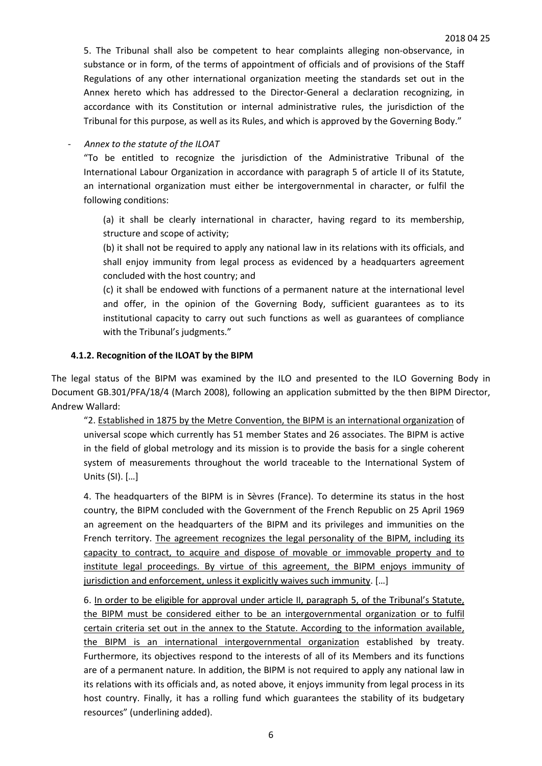5. The Tribunal shall also be competent to hear complaints alleging non-observance, in substance or in form, of the terms of appointment of officials and of provisions of the Staff Regulations of any other international organization meeting the standards set out in the Annex hereto which has addressed to the Director-General a declaration recognizing, in accordance with its Constitution or internal administrative rules, the jurisdiction of the Tribunal for this purpose, as well as its Rules, and which is approved by the Governing Body."

- *Annex to the statute of the ILOAT*

  "To be entitled to recognize the jurisdiction of the Administrative Tribunal of the International Labour Organization in accordance with paragraph 5 of article II of its Statute, an international organization must either be intergovernmental in character, or fulfil the following conditions:

  > (a) it shall be clearly international in character, having regard to its membership, structure and scope of activity;
  >
  > (b) it shall not be required to apply any national law in its relations with its officials, and shall enjoy immunity from legal process as evidenced by a headquarters agreement concluded with the host country; and
  >
  > (c) it shall be endowed with functions of a permanent nature at the international level and offer, in the opinion of the Governing Body, sufficient guarantees as to its institutional capacity to carry out such functions as well as guarantees of compliance with the Tribunal's judgments."

#### 4.1.2. Recognition of the ILOAT by the BIPM

The legal status of the BIPM was examined by the ILO and presented to the ILO Governing Body in Document GB.301/PFA/18/4 (March 2008), following an application submitted by the then BIPM Director, Andrew Wallard:

> "2. <u>Established in 1875 by the Metre Convention, the BIPM is an international organization</u> of universal scope which currently has 51 member States and 26 associates. The BIPM is active in the field of global metrology and its mission is to provide the basis for a single coherent system of measurements throughout the world traceable to the International System of Units (SI). […]
>
> 4. The headquarters of the BIPM is in Sèvres (France). To determine its status in the host country, the BIPM concluded with the Government of the French Republic on 25 April 1969 an agreement on the headquarters of the BIPM and its privileges and immunities on the French territory. <u>The agreement recognizes the legal personality of the BIPM, including its capacity to contract, to acquire and dispose of movable or immovable property and to institute legal proceedings. By virtue of this agreement, the BIPM enjoys immunity of jurisdiction and enforcement, unless it explicitly waives such immunity</u>. […]
>
> 6. <u>In order to be eligible for approval under article II, paragraph 5, of the Tribunal's Statute, the BIPM must be considered either to be an intergovernmental organization or to fulfil certain criteria set out in the annex to the Statute. According to the information available, the BIPM is an international intergovernmental organization</u> established by treaty. Furthermore, its objectives respond to the interests of all of its Members and its functions are of a permanent nature. In addition, the BIPM is not required to apply any national law in its relations with its officials and, as noted above, it enjoys immunity from legal process in its host country. Finally, it has a rolling fund which guarantees the stability of its budgetary resources" (underlining added).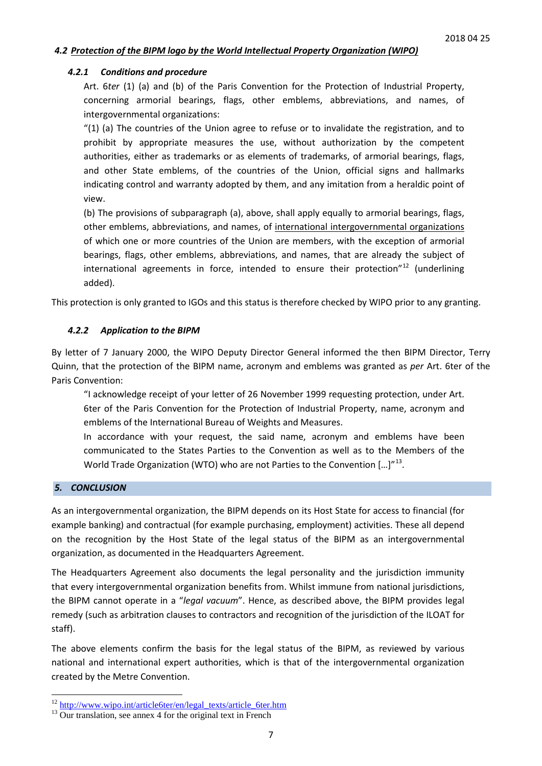### 4.2 ***Protection of the BIPM logo by the World Intellectual Property Organization (WIPO)***

#### ***4.2.1 Conditions and procedure***

Art. 6*ter* (1) (a) and (b) of the Paris Convention for the Protection of Industrial Property, concerning armorial bearings, flags, other emblems, abbreviations, and names, of intergovernmental organizations:

"(1) (a) The countries of the Union agree to refuse or to invalidate the registration, and to prohibit by appropriate measures the use, without authorization by the competent authorities, either as trademarks or as elements of trademarks, of armorial bearings, flags, and other State emblems, of the countries of the Union, official signs and hallmarks indicating control and warranty adopted by them, and any imitation from a heraldic point of view.

(b) The provisions of subparagraph (a), above, shall apply equally to armorial bearings, flags, other emblems, abbreviations, and names, of <u>international intergovernmental organizations</u> of which one or more countries of the Union are members, with the exception of armorial bearings, flags, other emblems, abbreviations, and names, that are already the subject of international agreements in force, intended to ensure their protection"[12] (underlining added).

This protection is only granted to IGOs and this status is therefore checked by WIPO prior to any granting.

#### ***4.2.2 Application to the BIPM***

By letter of 7 January 2000, the WIPO Deputy Director General informed the then BIPM Director, Terry Quinn, that the protection of the BIPM name, acronym and emblems was granted as *per* Art. 6ter of the Paris Convention:

"I acknowledge receipt of your letter of 26 November 1999 requesting protection, under Art. 6ter of the Paris Convention for the Protection of Industrial Property, name, acronym and emblems of the International Bureau of Weights and Measures.

In accordance with your request, the said name, acronym and emblems have been communicated to the States Parties to the Convention as well as to the Members of the World Trade Organization (WTO) who are not Parties to the Convention […]"[13].

## ***5. CONCLUSION***

As an intergovernmental organization, the BIPM depends on its Host State for access to financial (for example banking) and contractual (for example purchasing, employment) activities. These all depend on the recognition by the Host State of the legal status of the BIPM as an intergovernmental organization, as documented in the Headquarters Agreement.

The Headquarters Agreement also documents the legal personality and the jurisdiction immunity that every intergovernmental organization benefits from. Whilst immune from national jurisdictions, the BIPM cannot operate in a "*legal vacuum*". Hence, as described above, the BIPM provides legal remedy (such as arbitration clauses to contractors and recognition of the jurisdiction of the ILOAT for staff).

The above elements confirm the basis for the legal status of the BIPM, as reviewed by various national and international expert authorities, which is that of the intergovernmental organization created by the Metre Convention.

---

[12] http://www.wipo.int/article6ter/en/legal_texts/article_6ter.htm

[13] Our translation, see annex 4 for the original text in French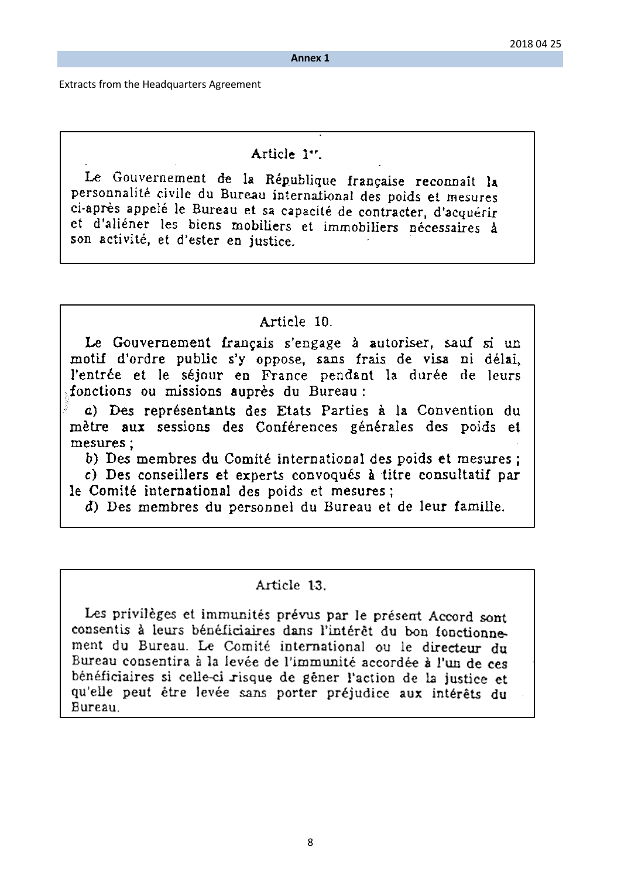**Annex 1**

Extracts from the Headquarters Agreement

### Article 1er.

Le Gouvernement de la République française reconnaît la personnalité civile du Bureau international des poids et mesures ci-après appelé le Bureau et sa capacité de contracter, d'acquérir et d'aliéner les biens mobiliers et immobiliers nécessaires à son activité, et d'ester en justice.

### Article 10.

Le Gouvernement français s'engage à autoriser, sauf si un motif d'ordre public s'y oppose, sans frais de visa ni délai, l'entrée et le séjour en France pendant la durée de leurs fonctions ou missions auprès du Bureau :

*a*) Des représentants des Etats Parties à la Convention du mètre aux sessions des Conférences générales des poids et mesures ;

*b*) Des membres du Comité international des poids et mesures ;

*c*) Des conseillers et experts convoqués à titre consultatif par le Comité international des poids et mesures ;

*d*) Des membres du personnel du Bureau et de leur famille.

### Article 13.

Les privilèges et immunités prévus par le présent Accord sont consentis à leurs bénéficiaires dans l'intérêt du bon fonctionnement du Bureau. Le Comité international ou le directeur du Bureau consentira à la levée de l'immunité accordée à l'un de ces bénéficiaires si celle-ci risque de gêner l'action de la justice et qu'elle peut être levée sans porter préjudice aux intérêts du Bureau.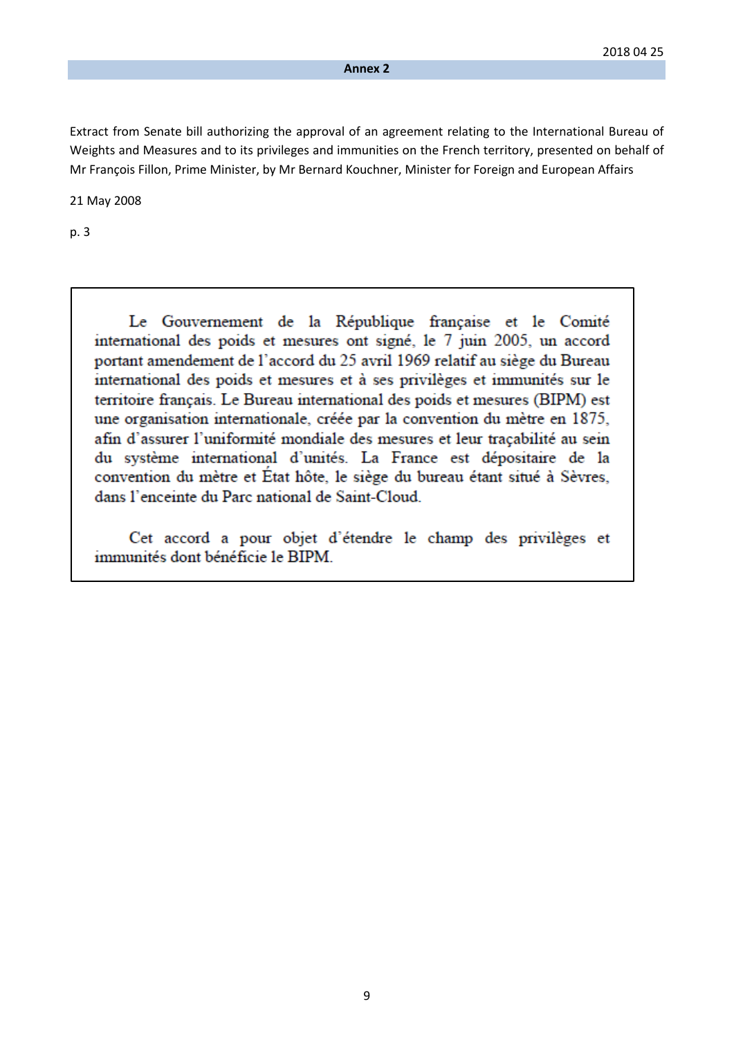2018 04 25

**Annex 2**

Extract from Senate bill authorizing the approval of an agreement relating to the International Bureau of Weights and Measures and to its privileges and immunities on the French territory, presented on behalf of Mr François Fillon, Prime Minister, by Mr Bernard Kouchner, Minister for Foreign and European Affairs

21 May 2008

p. 3

> Le Gouvernement de la République française et le Comité international des poids et mesures ont signé, le 7 juin 2005, un accord portant amendement de l'accord du 25 avril 1969 relatif au siège du Bureau international des poids et mesures et à ses privilèges et immunités sur le territoire français. Le Bureau international des poids et mesures (BIPM) est une organisation internationale, créée par la convention du mètre en 1875, afin d'assurer l'uniformité mondiale des mesures et leur traçabilité au sein du système international d'unités. La France est dépositaire de la convention du mètre et État hôte, le siège du bureau étant situé à Sèvres, dans l'enceinte du Parc national de Saint-Cloud.
>
> Cet accord a pour objet d'étendre le champ des privilèges et immunités dont bénéficie le BIPM.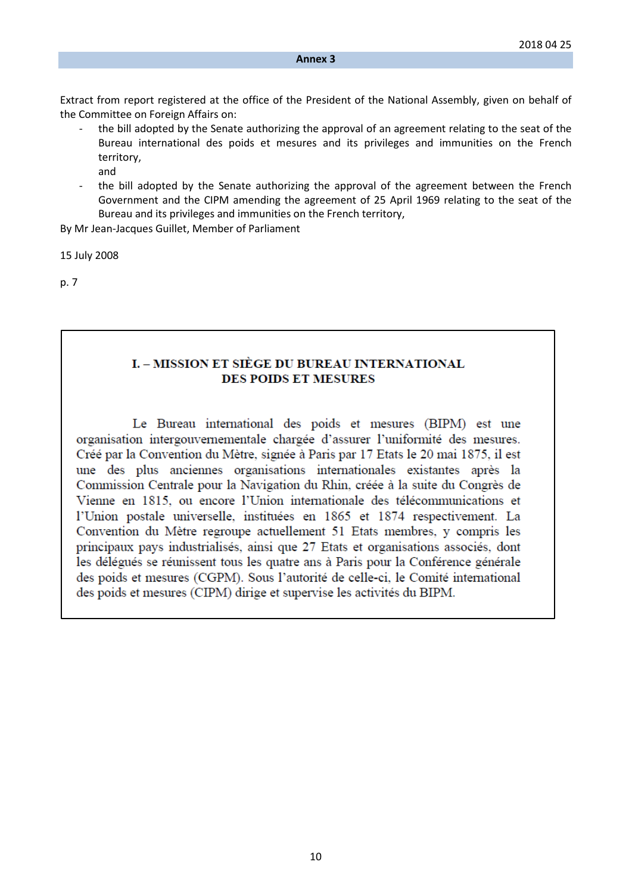2018 04 25

## Annex 3

Extract from report registered at the office of the President of the National Assembly, given on behalf of the Committee on Foreign Affairs on:

- the bill adopted by the Senate authorizing the approval of an agreement relating to the seat of the Bureau international des poids et mesures and its privileges and immunities on the French territory,

  and
- the bill adopted by the Senate authorizing the approval of the agreement between the French Government and the CIPM amending the agreement of 25 April 1969 relating to the seat of the Bureau and its privileges and immunities on the French territory,

By Mr Jean-Jacques Guillet, Member of Parliament

15 July 2008

p. 7

### I. – MISSION ET SIÈGE DU BUREAU INTERNATIONAL DES POIDS ET MESURES

Le Bureau international des poids et mesures (BIPM) est une organisation intergouvernementale chargée d'assurer l'uniformité des mesures. Créé par la Convention du Mètre, signée à Paris par 17 Etats le 20 mai 1875, il est une des plus anciennes organisations internationales existantes après la Commission Centrale pour la Navigation du Rhin, créée à la suite du Congrès de Vienne en 1815, ou encore l'Union internationale des télécommunications et l'Union postale universelle, instituées en 1865 et 1874 respectivement. La Convention du Mètre regroupe actuellement 51 Etats membres, y compris les principaux pays industrialisés, ainsi que 27 Etats et organisations associés, dont les délégués se réunissent tous les quatre ans à Paris pour la Conférence générale des poids et mesures (CGPM). Sous l'autorité de celle-ci, le Comité international des poids et mesures (CIPM) dirige et supervise les activités du BIPM.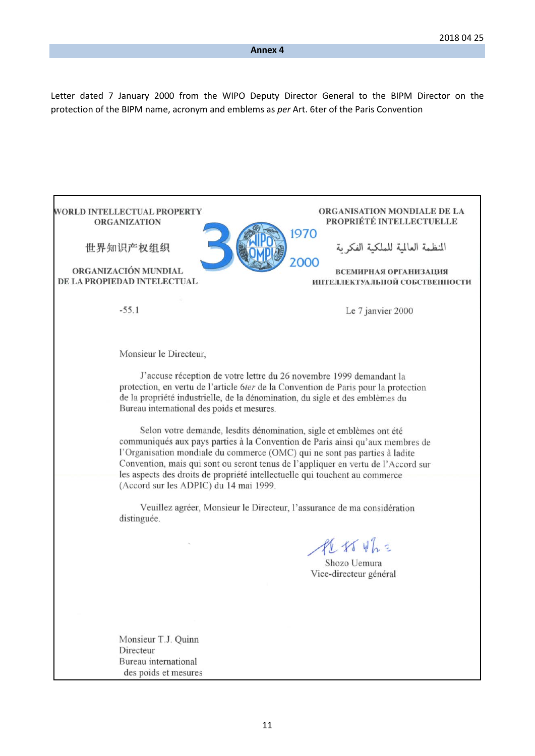2018 04 25

**Annex 4**

Letter dated 7 January 2000 from the WIPO Deputy Director General to the BIPM Director on the protection of the BIPM name, acronym and emblems as *per* Art. 6ter of the Paris Convention

WORLD INTELLECTUAL PROPERTY ORGANIZATION

世界知识产权组织

ORGANIZACIÓN MUNDIAL DE LA PROPIEDAD INTELECTUAL

30 WIPO OMPI 1970 2000

ORGANISATION MONDIALE DE LA PROPRIÉTÉ INTELLECTUELLE

المنظمة العالمية للملكية الفكرية

ВСЕМИРНАЯ ОРГАНИЗАЦИЯ ИНТЕЛЛЕКТУАЛЬНОЙ СОБСТВЕННОСТИ

-55.1

Le 7 janvier 2000

Monsieur le Directeur,

J'accuse réception de votre lettre du 26 novembre 1999 demandant la protection, en vertu de l'article 6*ter* de la Convention de Paris pour la protection de la propriété industrielle, de la dénomination, du sigle et des emblèmes du Bureau international des poids et mesures.

Selon votre demande, lesdits dénomination, sigle et emblèmes ont été communiqués aux pays parties à la Convention de Paris ainsi qu'aux membres de l'Organisation mondiale du commerce (OMC) qui ne sont pas parties à ladite Convention, mais qui sont ou seront tenus de l'appliquer en vertu de l'Accord sur les aspects des droits de propriété intellectuelle qui touchent au commerce (Accord sur les ADPIC) du 14 mai 1999.

Veuillez agréer, Monsieur le Directeur, l'assurance de ma considération distinguée.

Shozo Uemura
Vice-directeur général

Monsieur T.J. Quinn
Directeur
Bureau international
des poids et mesures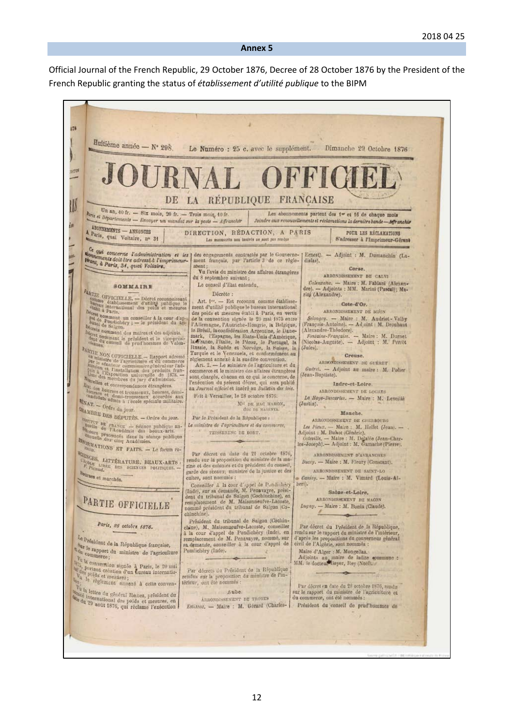## Annex 5

Official Journal of the French Republic, 29 October 1876, Decree of 28 October 1876 by the President of the French Republic granting the status of *établissement d'utilité publique* to the BIPM

Huitième année — N° 298. Le Numéro : 25 c. avec le supplément. Dimanche 29 Octobre 1876

# JOURNAL OFFICIEL

## DE LA RÉPUBLIQUE FRANÇAISE

Un an, 40 fr. — Six mois, 20 fr. — Trois mois, 10 fr.
Paris et Départements — Envoyer un mandat sur la poste — Affranchir

Les abonnements partent des 1er et 16 de chaque mois
Joindre aux renouvellements et réclamations la dernière bande — Affranchir

ABONNEMENTS — ANNONCES
A Paris, quai Voltaire, n° 31

DIRECTION, RÉDACTION, A PARIS
Les manuscrits non insérés ne sont pas rendus

POUR LES RÉCLAMATIONS
S'adresser à l'Imprimeur-Gérant

Ce qui concerne l'administration et les abonnements doit être adressé à l'imprimeur-gérant, à Paris, 31, quai Voltaire.

### SOMMAIRE

PARTIE OFFICIELLE. — Décret reconnaissant comme établissement d'utilité publique le bureau international des poids et mesures établi à Paris.
Décret nommant un conseiller à la cour d'appel de Pondichéry ; — le président du tribunal de Saigon.
Décrets nommant des maires et des adjoints.
Décret nommant le président et le vice-président du conseil de prud'hommes de Valenciennes.

PARTIE NON OFFICIELLE. — Rapport adressé au ministre de l'agriculture et du commerce par le sénateur commissaire général sur l'admission et l'installation des produits français à l'Exposition universelle de 1878. — Liste des membres du jury d'admission.
Nouvelles et correspondances étrangères.
État des bourses et trousseaux, bourses, demi-bourses et demi-trousseaux accordés aux candidats admis à l'école spéciale militaire.
SÉNAT. — Ordre du jour.
CHAMBRE DES DÉPUTÉS. — Ordre du jour.
INSTITUT DE FRANCE. — Séance publique annuelle de l'Académie des beaux-arts. — Discours prononcés dans la séance publique annuelle des cinq Académies.
INFORMATIONS ET FAITS. — Le forum romain.
SCIENCES, LITTÉRATURE, BEAUX-ARTS : L'École libre des sciences politiques. — F. Picard.
Bourses et marchés.

### PARTIE OFFICIELLE

*Paris, 28 octobre 1876.*

Le Président de la République française,
Sur le rapport du ministre de l'agriculture et du commerce ;
Vu la convention signée à Paris, le 20 mai 1875, portant création d'un bureau international des poids et mesures ;
Vu le règlement annexé à cette convention ;
Vu la lettre du général Ibanez, président du comité international des poids et mesures, en date du 29 août 1876, qui réclame l'exécution des engagements contractés par le Gouvernement français, par l'article 3 de ce règlement ;
Vu l'avis du ministre des affaires étrangères du 8 septembre suivant ;
Le conseil d'État entendu,

Décrète :

Art. 1er. — Est reconnu comme établissement d'utilité publique le bureau international des poids et mesures établi à Paris, en vertu de la convention signée le 20 mai 1875 entre l'Allemagne, l'Autriche-Hongrie, la Belgique, le Brésil, la confédération Argentine, le Danemark, l'Espagne, les États-Unis d'Amérique, la France, l'Italie, le Pérou, le Portugal, la Russie, la Suède et Norvège, la Suisse, la Turquie et le Venezuela, et conformément au règlement annexé à la susdite convention.

Art. 2. — Le ministre de l'agriculture et du commerce et le ministre des affaires étrangères sont chargés, chacun en ce qui le concerne, de l'exécution du présent décret, qui sera publié au *Journal officiel* et inséré au *Bulletin des lois*.

Fait à Versailles, le 28 octobre 1876.

Mal DE MAC MAHON,
duc de Magenta.

Par le Président de la République :
*Le ministre de l'agriculture et du commerce,*
TEISSERENC DE BORT.

Par décret en date du 21 octobre 1876, rendu sur la proposition du ministre de la marine et des colonies et du président du conseil, garde des sceaux, ministre de la justice et des cultes, sont nommés :

Conseiller à la cour d'appel de Pondichéry (Inde), sur sa demande, M. Penavayre, président du tribunal de Saigon (Cochinchine), en remplacement de M. Maisonneufve-Lacoste, nommé président du tribunal de Saigon (Cochinchine).

Président du tribunal de Saigon (Cochinchine), M. Maisonneufve-Lacoste, conseiller à la cour d'appel de Pondichéry (Inde), en remplacement de M. Penavayre, nommé, sur sa demande, conseiller à la cour d'appel de Pondichéry (Inde).

Par décrets du Président de la République rendus sur la proposition du ministre de l'intérieur, ont été nommés :

**Aube.**
ARRONDISSEMENT DE TROYES
*Estissac.* — Maire : M. Gérard (Charles-Ernest). — Adjoint : M. Dumanchin (Ladislas).

**Corse.**
ARRONDISSEMENT DE CALVI
*Calenzana.* — Maire : M. Fabiani (Alexandre). — Adjoints : MM. Marini (Pascal); Marini (Alexandre).

**Cote-d'Or.**
ARRONDISSEMENT DE DIJON
*Selongey.* — Maire : M. Audriot-Valby (François-Antoine). — Adjoint : M. Drouhaut (Alexandre-Théodore).
*Fontaine-Française.* — Maire : M. Darnet (Nicolas-Auguste). — Adjoint : M. Perrot (Jules).

**Creuse.**
ARRONDISSEMENT DE GUÉRET
*Gudret.* — Adjoint au maire : M. Polier (Jean-Baptiste).

**Indre-et-Loire.**
ARRONDISSEMENT DE LOCHES
*La Haye-Descartes.* — Maire : M. Leveillé (Justin).

**Manche.**
ARRONDISSEMENT DE CHERBOURG
*Les Pieux.* — Maire : M. Hellet (Jean). — Adjoint : M. Duhot (Céméric).
*Octeville.* — Maire : M. Delalée (Jean-Charles-Joseph). — Adjoint : M. Gamache (Pierre).

ARRONDISSEMENT D'AVRANCHES
*Ducey.* — Maire : M. Fleury (Constant).

ARRONDISSEMENT DE SAINT-LO
*Canisy.* — Maire : M. Vimard (Louis-Albert).

**Saône-et-Loire.**
ARRONDISSEMENT DE MACON
*Lugny.* — Maire : M. Bonin (Claude).

Par décret du Président de la République, rendu sur le rapport du ministre de l'intérieur, d'après les propositions du gouverneur général civil de l'Algérie, sont nommés :

Maire d'Alger : M. Mongellas.
Adjoints au maire de ladite commune : MM. le docteur Moyer, Rey (Noël).

Par décret en date du 28 octobre 1876, rendu sur le rapport du ministre de l'agriculture et du commerce, ont été nommés :

Président du conseil de prud'hommes de